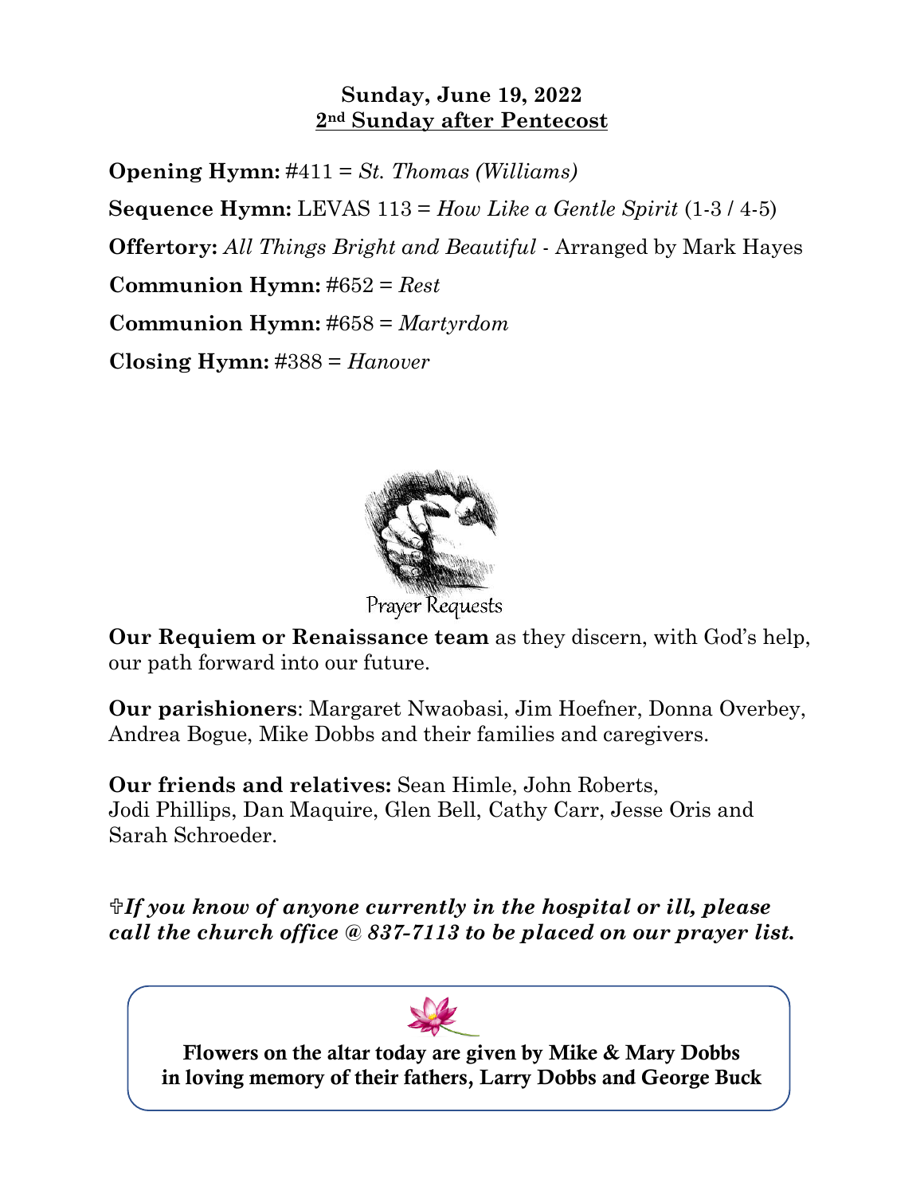**Sunday, June 19, 2022**
**2nd Sunday after Pentecost**

**Opening Hymn:** #411 = *St. Thomas (Williams)*

**Sequence Hymn:** LEVAS 113 = *How Like a Gentle Spirit* (1-3 / 4-5)

**Offertory:** *All Things Bright and Beautiful* - Arranged by Mark Hayes

**Communion Hymn:** #652 = *Rest*

**Communion Hymn:** #658 = *Martyrdom*

**Closing Hymn:** #388 = *Hanover*

Prayer Requests

**Our Requiem or Renaissance team** as they discern, with God's help, our path forward into our future.

**Our parishioners**: Margaret Nwaobasi, Jim Hoefner, Donna Overbey, Andrea Bogue, Mike Dobbs and their families and caregivers.

**Our friends and relatives:** Sean Himle, John Roberts, Jodi Phillips, Dan Maquire, Glen Bell, Cathy Carr, Jesse Oris and Sarah Schroeder.

✟***If you know of anyone currently in the hospital or ill, please call the church office @ 837-7113 to be placed on our prayer list.***

**Flowers on the altar today are given by Mike & Mary Dobbs in loving memory of their fathers, Larry Dobbs and George Buck**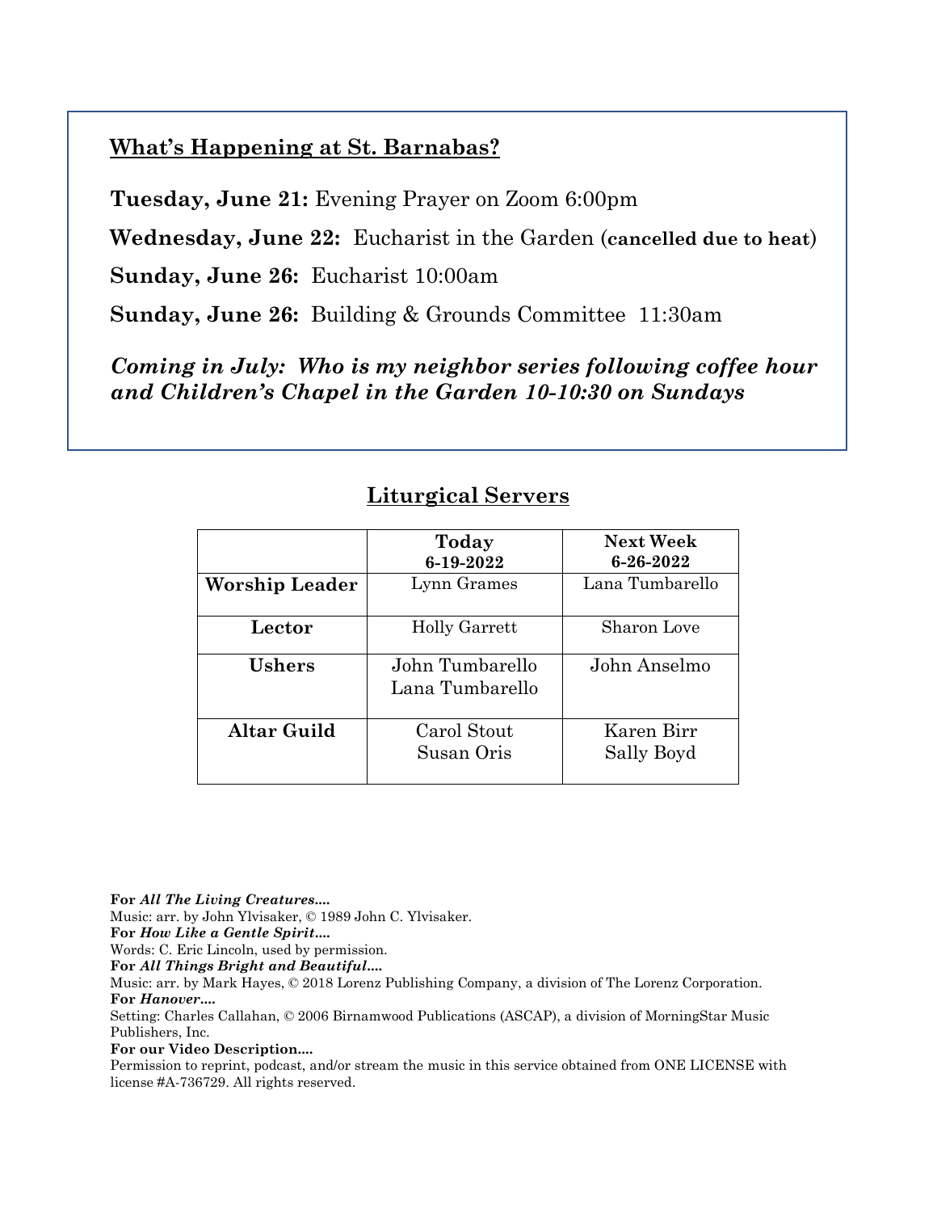## What's Happening at St. Barnabas?

**Tuesday, June 21:** Evening Prayer on Zoom 6:00pm

**Wednesday, June 22:** Eucharist in the Garden (**cancelled due to heat**)

**Sunday, June 26:** Eucharist 10:00am

**Sunday, June 26:** Building & Grounds Committee 11:30am

***Coming in July: Who is my neighbor series following coffee hour and Children's Chapel in the Garden 10-10:30 on Sundays***

## Liturgical Servers

| | **Today** **6-19-2022** | **Next Week** **6-26-2022** |
|---|---|---|
| **Worship Leader** | Lynn Grames | Lana Tumbarello |
| **Lector** | Holly Garrett | Sharon Love |
| **Ushers** | John Tumbarello Lana Tumbarello | John Anselmo |
| **Altar Guild** | Carol Stout Susan Oris | Karen Birr Sally Boyd |

**For *All The Living Creatures….***
Music: arr. by John Ylvisaker, © 1989 John C. Ylvisaker.
**For *How Like a Gentle Spirit….***
Words: C. Eric Lincoln, used by permission.
**For *All Things Bright and Beautiful….***
Music: arr. by Mark Hayes, © 2018 Lorenz Publishing Company, a division of The Lorenz Corporation.
**For *Hanover….***
Setting: Charles Callahan, © 2006 Birnamwood Publications (ASCAP), a division of MorningStar Music Publishers, Inc.
**For our Video Description….**
Permission to reprint, podcast, and/or stream the music in this service obtained from ONE LICENSE with license #A-736729. All rights reserved.